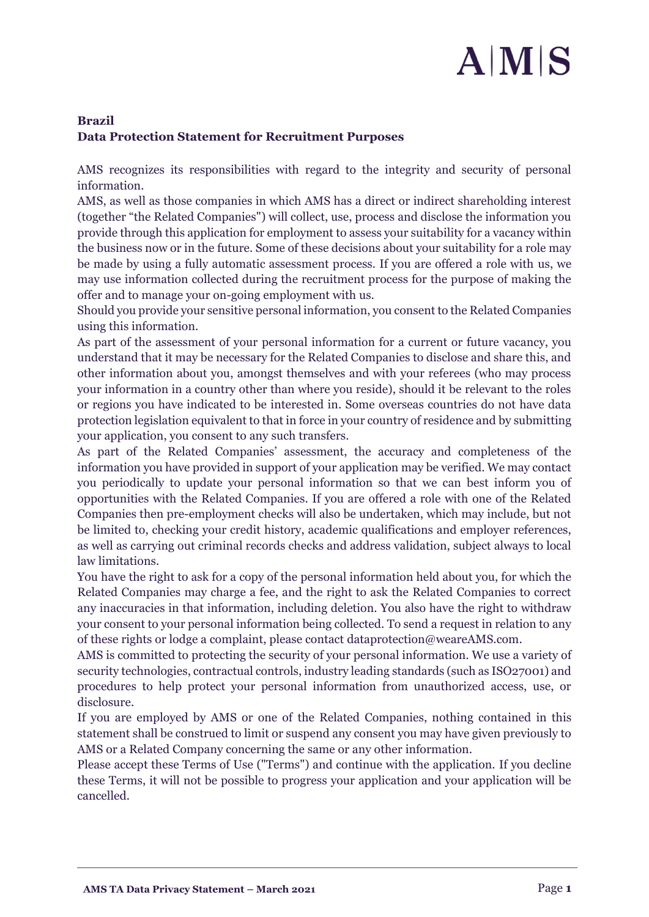**Brazil**
**Data Protection Statement for Recruitment Purposes**

AMS recognizes its responsibilities with regard to the integrity and security of personal information.

AMS, as well as those companies in which AMS has a direct or indirect shareholding interest (together "the Related Companies") will collect, use, process and disclose the information you provide through this application for employment to assess your suitability for a vacancy within the business now or in the future. Some of these decisions about your suitability for a role may be made by using a fully automatic assessment process. If you are offered a role with us, we may use information collected during the recruitment process for the purpose of making the offer and to manage your on-going employment with us.

Should you provide your sensitive personal information, you consent to the Related Companies using this information.

As part of the assessment of your personal information for a current or future vacancy, you understand that it may be necessary for the Related Companies to disclose and share this, and other information about you, amongst themselves and with your referees (who may process your information in a country other than where you reside), should it be relevant to the roles or regions you have indicated to be interested in. Some overseas countries do not have data protection legislation equivalent to that in force in your country of residence and by submitting your application, you consent to any such transfers.

As part of the Related Companies' assessment, the accuracy and completeness of the information you have provided in support of your application may be verified. We may contact you periodically to update your personal information so that we can best inform you of opportunities with the Related Companies. If you are offered a role with one of the Related Companies then pre-employment checks will also be undertaken, which may include, but not be limited to, checking your credit history, academic qualifications and employer references, as well as carrying out criminal records checks and address validation, subject always to local law limitations.

You have the right to ask for a copy of the personal information held about you, for which the Related Companies may charge a fee, and the right to ask the Related Companies to correct any inaccuracies in that information, including deletion. You also have the right to withdraw your consent to your personal information being collected. To send a request in relation to any of these rights or lodge a complaint, please contact dataprotection@weareAMS.com.

AMS is committed to protecting the security of your personal information. We use a variety of security technologies, contractual controls, industry leading standards (such as ISO27001) and procedures to help protect your personal information from unauthorized access, use, or disclosure.

If you are employed by AMS or one of the Related Companies, nothing contained in this statement shall be construed to limit or suspend any consent you may have given previously to AMS or a Related Company concerning the same or any other information.

Please accept these Terms of Use ("Terms") and continue with the application. If you decline these Terms, it will not be possible to progress your application and your application will be cancelled.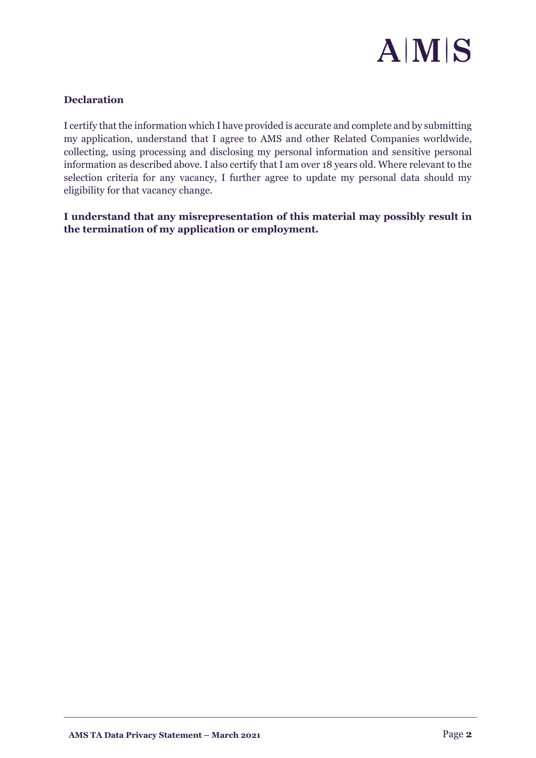**Declaration**

I certify that the information which I have provided is accurate and complete and by submitting my application, understand that I agree to AMS and other Related Companies worldwide, collecting, using processing and disclosing my personal information and sensitive personal information as described above. I also certify that I am over 18 years old. Where relevant to the selection criteria for any vacancy, I further agree to update my personal data should my eligibility for that vacancy change.

**I understand that any misrepresentation of this material may possibly result in the termination of my application or employment.**